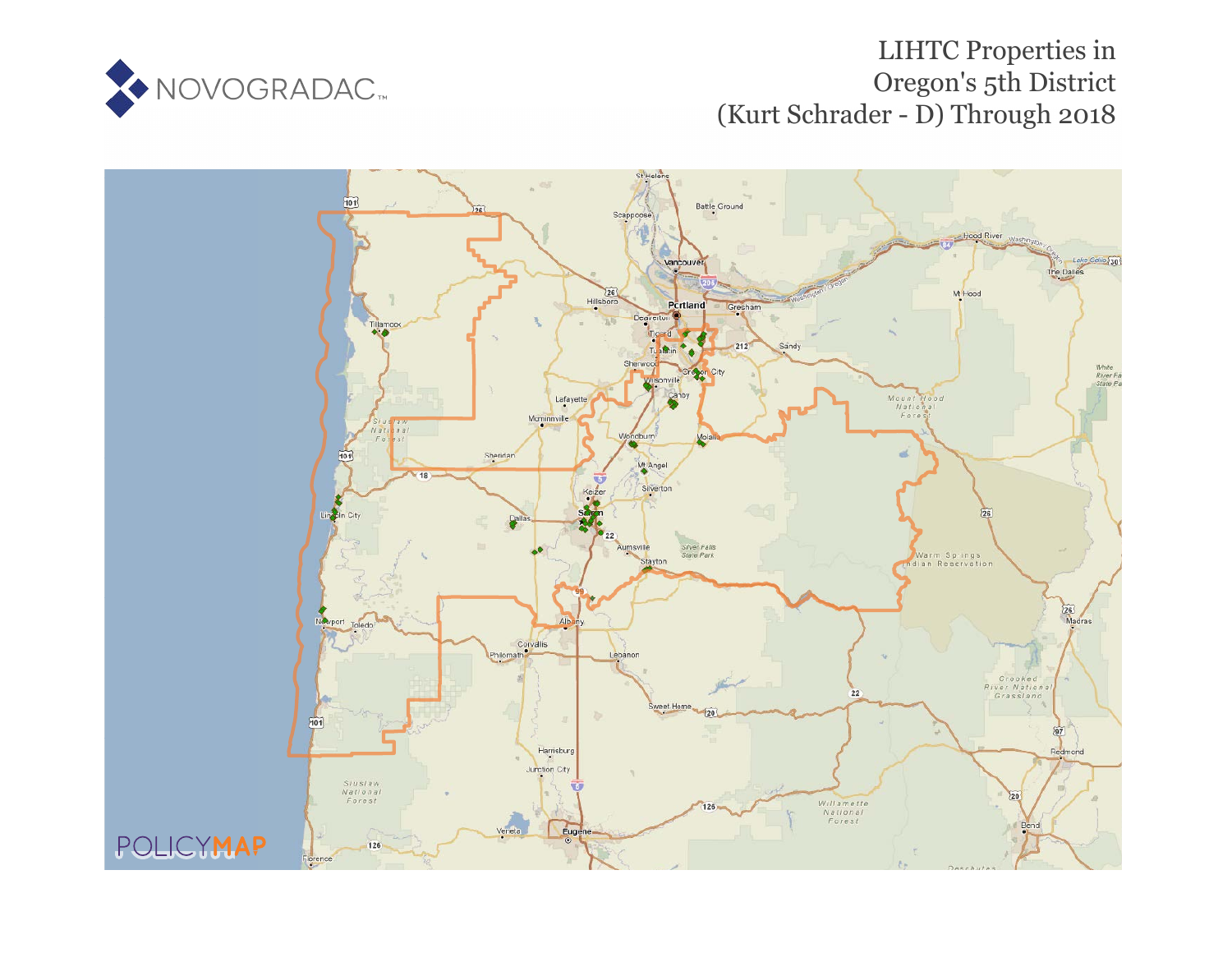NOVOGRADAC

# LIHTC Properties in Oregon's 5th District (Kurt Schrader - D) Through 2018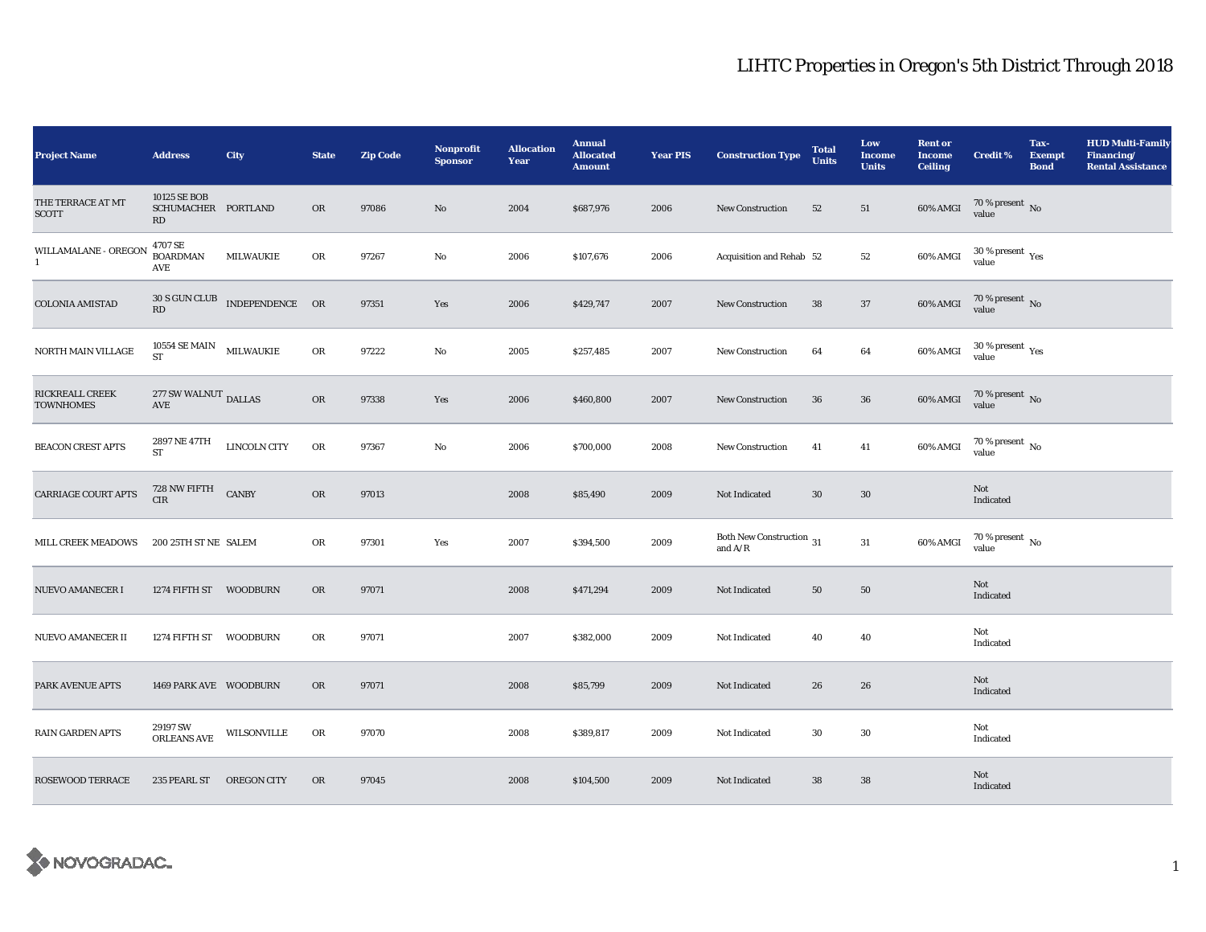# LIHTC Properties in Oregon's 5th District Through 2018

| Project Name | Address | City | State | Zip Code | Nonprofit Sponsor | Allocation Year | Annual Allocated Amount | Year PIS | Construction Type | Total Units | Low Income Units | Rent or Income Ceiling | Credit % | Tax-Exempt Bond | HUD Multi-Family Financing/ Rental Assistance |
|---|---|---|---|---|---|---|---|---|---|---|---|---|---|---|---|
| THE TERRACE AT MT SCOTT | 10125 SE BOB SCHUMACHER RD | PORTLAND | OR | 97086 | No | 2004 | $687,976 | 2006 | New Construction | 52 | 51 | 60% AMGI | 70 % present value | No | |
| WILLAMALANE - OREGON 1 | 4707 SE BOARDMAN AVE | MILWAUKIE | OR | 97267 | No | 2006 | $107,676 | 2006 | Acquisition and Rehab | 52 | 52 | 60% AMGI | 30 % present value | Yes | |
| COLONIA AMISTAD | 30 S GUN CLUB RD | INDEPENDENCE | OR | 97351 | Yes | 2006 | $429,747 | 2007 | New Construction | 38 | 37 | 60% AMGI | 70 % present value | No | |
| NORTH MAIN VILLAGE | 10554 SE MAIN ST | MILWAUKIE | OR | 97222 | No | 2005 | $257,485 | 2007 | New Construction | 64 | 64 | 60% AMGI | 30 % present value | Yes | |
| RICKREALL CREEK TOWNHOMES | 277 SW WALNUT AVE | DALLAS | OR | 97338 | Yes | 2006 | $460,800 | 2007 | New Construction | 36 | 36 | 60% AMGI | 70 % present value | No | |
| BEACON CREST APTS | 2897 NE 47TH ST | LINCOLN CITY | OR | 97367 | No | 2006 | $700,000 | 2008 | New Construction | 41 | 41 | 60% AMGI | 70 % present value | No | |
| CARRIAGE COURT APTS | 728 NW FIFTH CIR | CANBY | OR | 97013 | | 2008 | $85,490 | 2009 | Not Indicated | 30 | 30 | | Not Indicated | | |
| MILL CREEK MEADOWS | 200 25TH ST NE | SALEM | OR | 97301 | Yes | 2007 | $394,500 | 2009 | Both New Construction and A/R | 31 | 31 | 60% AMGI | 70 % present value | No | |
| NUEVO AMANECER I | 1274 FIFTH ST | WOODBURN | OR | 97071 | | 2008 | $471,294 | 2009 | Not Indicated | 50 | 50 | | Not Indicated | | |
| NUEVO AMANECER II | 1274 FIFTH ST | WOODBURN | OR | 97071 | | 2007 | $382,000 | 2009 | Not Indicated | 40 | 40 | | Not Indicated | | |
| PARK AVENUE APTS | 1469 PARK AVE | WOODBURN | OR | 97071 | | 2008 | $85,799 | 2009 | Not Indicated | 26 | 26 | | Not Indicated | | |
| RAIN GARDEN APTS | 29197 SW ORLEANS AVE | WILSONVILLE | OR | 97070 | | 2008 | $389,817 | 2009 | Not Indicated | 30 | 30 | | Not Indicated | | |
| ROSEWOOD TERRACE | 235 PEARL ST | OREGON CITY | OR | 97045 | | 2008 | $104,500 | 2009 | Not Indicated | 38 | 38 | | Not Indicated | | |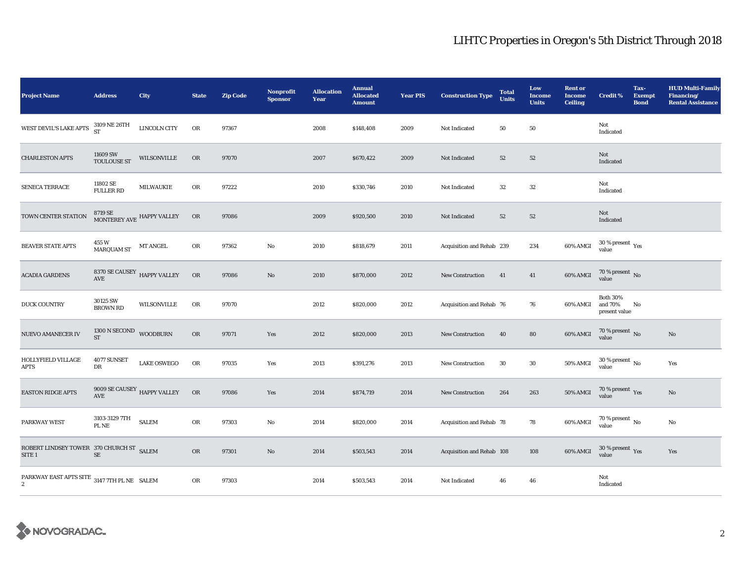# LIHTC Properties in Oregon's 5th District Through 2018

| Project Name | Address | City | State | Zip Code | Nonprofit Sponsor | Allocation Year | Annual Allocated Amount | Year PIS | Construction Type | Total Units | Low Income Units | Rent or Income Ceiling | Credit % | Tax-Exempt Bond | HUD Multi-Family Financing/ Rental Assistance |
|---|---|---|---|---|---|---|---|---|---|---|---|---|---|---|---|
| WEST DEVIL'S LAKE APTS | 3109 NE 26TH ST | LINCOLN CITY | OR | 97367 | | 2008 | $148,408 | 2009 | Not Indicated | 50 | 50 | | Not Indicated | | |
| CHARLESTON APTS | 11609 SW TOULOUSE ST | WILSONVILLE | OR | 97070 | | 2007 | $670,422 | 2009 | Not Indicated | 52 | 52 | | Not Indicated | | |
| SENECA TERRACE | 11802 SE FULLER RD | MILWAUKIE | OR | 97222 | | 2010 | $330,746 | 2010 | Not Indicated | 32 | 32 | | Not Indicated | | |
| TOWN CENTER STATION | 8719 SE MONTEREY AVE | HAPPY VALLEY | OR | 97086 | | 2009 | $920,500 | 2010 | Not Indicated | 52 | 52 | | Not Indicated | | |
| BEAVER STATE APTS | 455 W MARQUAM ST | MT ANGEL | OR | 97362 | No | 2010 | $818,679 | 2011 | Acquisition and Rehab | 239 | 234 | 60% AMGI | 30 % present value | Yes | |
| ACADIA GARDENS | 8370 SE CAUSEY AVE | HAPPY VALLEY | OR | 97086 | No | 2010 | $870,000 | 2012 | New Construction | 41 | 41 | 60% AMGI | 70 % present value | No | |
| DUCK COUNTRY | 30125 SW BROWN RD | WILSONVILLE | OR | 97070 | | 2012 | $820,000 | 2012 | Acquisition and Rehab | 76 | 76 | 60% AMGI | Both 30% and 70% present value | No | |
| NUEVO AMANECER IV | 1300 N SECOND ST | WOODBURN | OR | 97071 | Yes | 2012 | $820,000 | 2013 | New Construction | 40 | 80 | 60% AMGI | 70 % present value | No | No |
| HOLLYFIELD VILLAGE APTS | 4077 SUNSET DR | LAKE OSWEGO | OR | 97035 | Yes | 2013 | $391,276 | 2013 | New Construction | 30 | 30 | 50% AMGI | 30 % present value | No | Yes |
| EASTON RIDGE APTS | 9009 SE CAUSEY AVE | HAPPY VALLEY | OR | 97086 | Yes | 2014 | $874,719 | 2014 | New Construction | 264 | 263 | 50% AMGI | 70 % present value | Yes | No |
| PARKWAY WEST | 3103-3129 7TH PL NE | SALEM | OR | 97303 | No | 2014 | $820,000 | 2014 | Acquisition and Rehab | 78 | 78 | 60% AMGI | 70 % present value | No | No |
| ROBERT LINDSEY TOWER SITE 1 | 370 CHURCH ST SE | SALEM | OR | 97301 | No | 2014 | $503,543 | 2014 | Acquisition and Rehab | 108 | 108 | 60% AMGI | 30 % present value | Yes | Yes |
| PARKWAY EAST APTS SITE 2 | 3147 7TH PL NE | SALEM | OR | 97303 | | 2014 | $503,543 | 2014 | Not Indicated | 46 | 46 | | Not Indicated | | |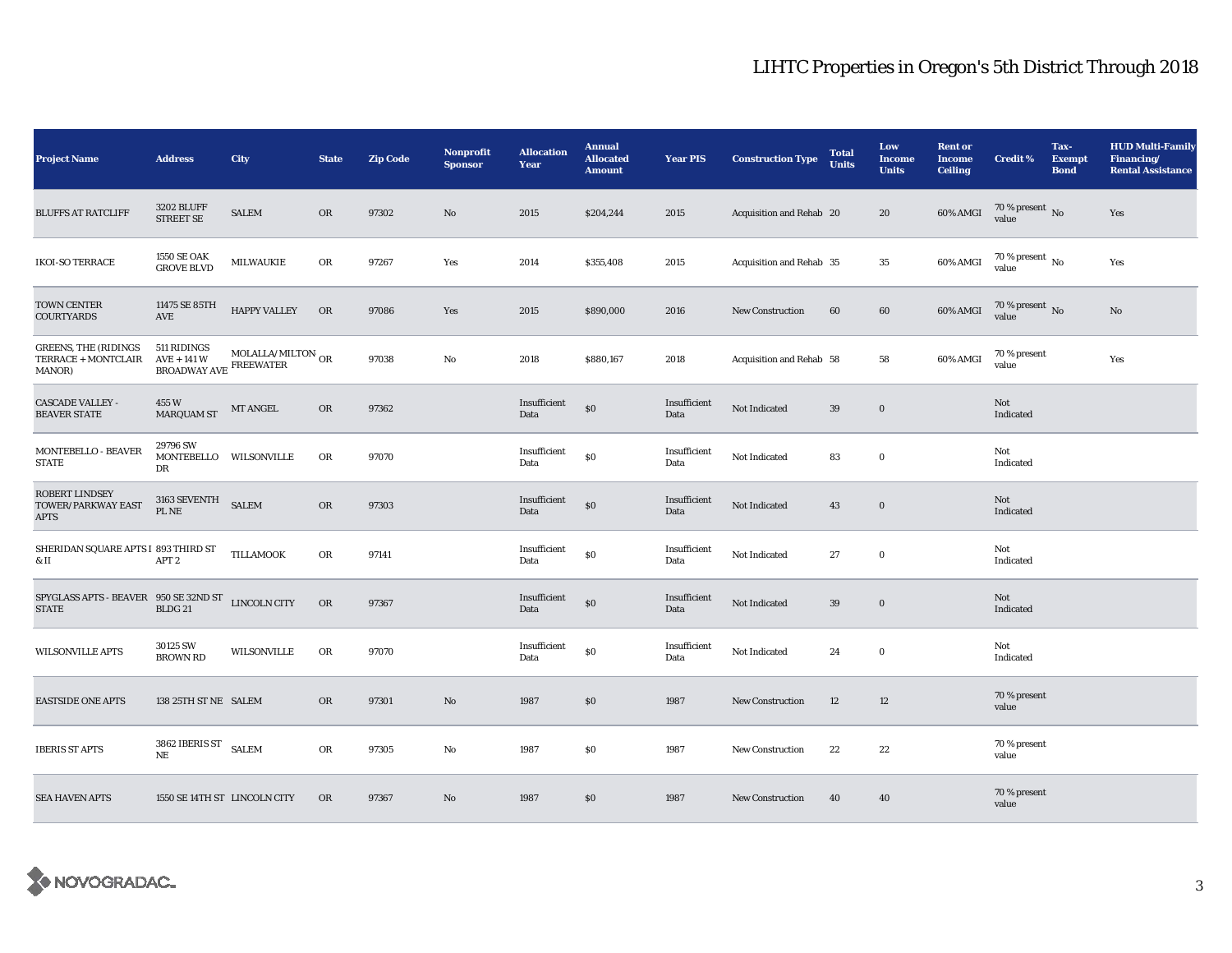# LIHTC Properties in Oregon's 5th District Through 2018

| Project Name | Address | City | State | Zip Code | Nonprofit Sponsor | Allocation Year | Annual Allocated Amount | Year PIS | Construction Type | Total Units | Low Income Units | Rent or Income Ceiling | Credit % | Tax-Exempt Bond | HUD Multi-Family Financing/ Rental Assistance |
|---|---|---|---|---|---|---|---|---|---|---|---|---|---|---|---|
| BLUFFS AT RATCLIFF | 3202 BLUFF STREET SE | SALEM | OR | 97302 | No | 2015 | $204,244 | 2015 | Acquisition and Rehab | 20 | 20 | 60% AMGI | 70 % present value | No | Yes |
| IKOI-SO TERRACE | 1550 SE OAK GROVE BLVD | MILWAUKIE | OR | 97267 | Yes | 2014 | $355,408 | 2015 | Acquisition and Rehab | 35 | 35 | 60% AMGI | 70 % present value | No | Yes |
| TOWN CENTER COURTYARDS | 11475 SE 85TH AVE | HAPPY VALLEY | OR | 97086 | Yes | 2015 | $890,000 | 2016 | New Construction | 60 | 60 | 60% AMGI | 70 % present value | No | No |
| GREENS, THE (RIDINGS TERRACE + MONTCLAIR MANOR) | 511 RIDINGS AVE + 141 W BROADWAY AVE | MOLALLA/MILTON FREEWATER | OR | 97038 | No | 2018 | $880,167 | 2018 | Acquisition and Rehab | 58 | 58 | 60% AMGI | 70 % present value | | Yes |
| CASCADE VALLEY - BEAVER STATE | 455 W MARQUAM ST | MT ANGEL | OR | 97362 | | Insufficient Data | $0 | Insufficient Data | Not Indicated | 39 | 0 | | Not Indicated | | |
| MONTEBELLO - BEAVER STATE | 29796 SW MONTEBELLO DR | WILSONVILLE | OR | 97070 | | Insufficient Data | $0 | Insufficient Data | Not Indicated | 83 | 0 | | Not Indicated | | |
| ROBERT LINDSEY TOWER/PARKWAY EAST APTS | 3163 SEVENTH PL NE | SALEM | OR | 97303 | | Insufficient Data | $0 | Insufficient Data | Not Indicated | 43 | 0 | | Not Indicated | | |
| SHERIDAN SQUARE APTS I & II | 893 THIRD ST APT 2 | TILLAMOOK | OR | 97141 | | Insufficient Data | $0 | Insufficient Data | Not Indicated | 27 | 0 | | Not Indicated | | |
| SPYGLASS APTS - BEAVER STATE | 950 SE 32ND ST BLDG 21 | LINCOLN CITY | OR | 97367 | | Insufficient Data | $0 | Insufficient Data | Not Indicated | 39 | 0 | | Not Indicated | | |
| WILSONVILLE APTS | 30125 SW BROWN RD | WILSONVILLE | OR | 97070 | | Insufficient Data | $0 | Insufficient Data | Not Indicated | 24 | 0 | | Not Indicated | | |
| EASTSIDE ONE APTS | 138 25TH ST NE | SALEM | OR | 97301 | No | 1987 | $0 | 1987 | New Construction | 12 | 12 | | 70 % present value | | |
| IBERIS ST APTS | 3862 IBERIS ST NE | SALEM | OR | 97305 | No | 1987 | $0 | 1987 | New Construction | 22 | 22 | | 70 % present value | | |
| SEA HAVEN APTS | 1550 SE 14TH ST | LINCOLN CITY | OR | 97367 | No | 1987 | $0 | 1987 | New Construction | 40 | 40 | | 70 % present value | | |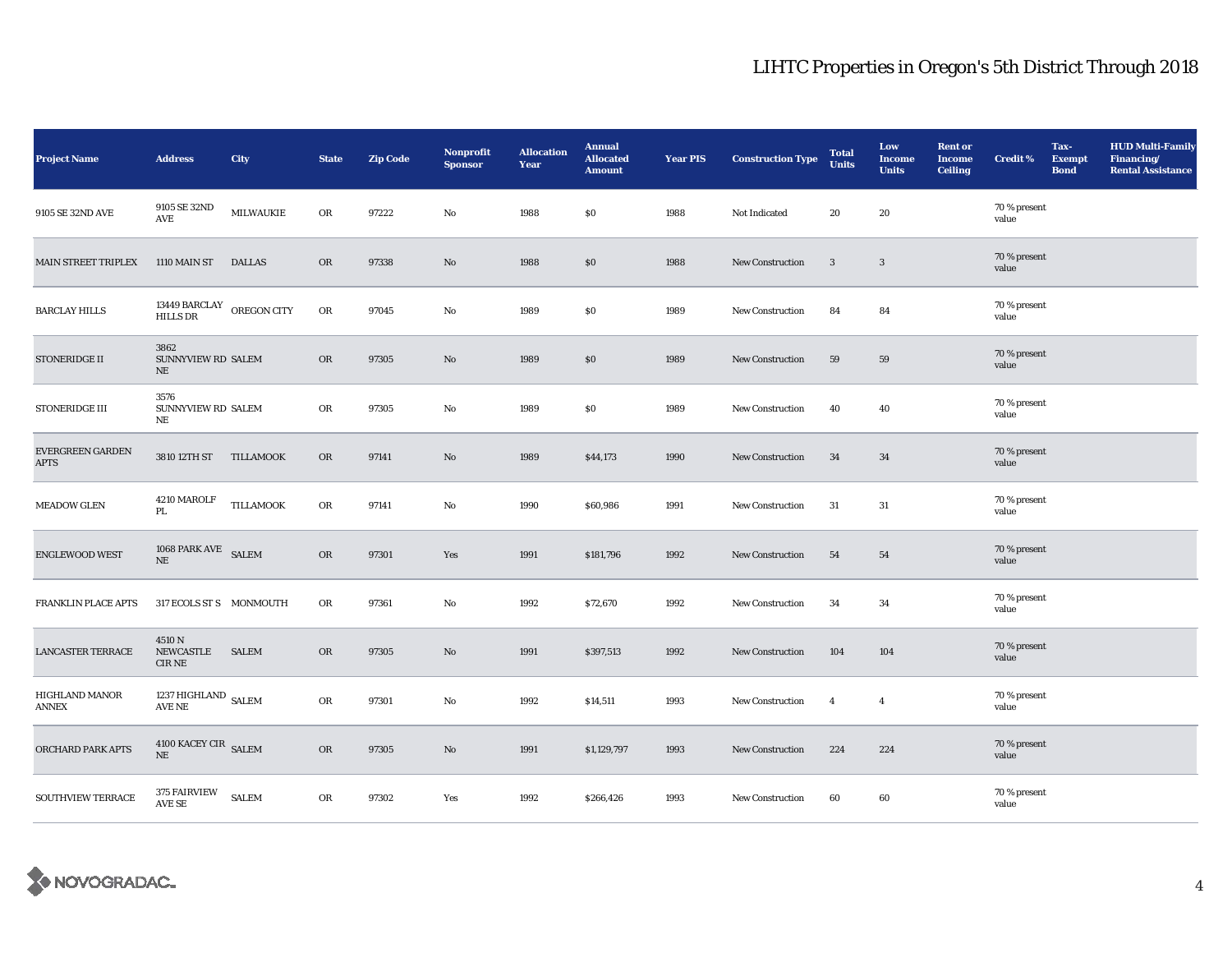# LIHTC Properties in Oregon's 5th District Through 2018

| Project Name | Address | City | State | Zip Code | Nonprofit Sponsor | Allocation Year | Annual Allocated Amount | Year PIS | Construction Type | Total Units | Low Income Units | Rent or Income Ceiling | Credit % | Tax-Exempt Bond | HUD Multi-Family Financing/ Rental Assistance |
|---|---|---|---|---|---|---|---|---|---|---|---|---|---|---|---|
| 9105 SE 32ND AVE | 9105 SE 32ND AVE | MILWAUKIE | OR | 97222 | No | 1988 | $0 | 1988 | Not Indicated | 20 | 20 | | 70 % present value | | |
| MAIN STREET TRIPLEX | 1110 MAIN ST | DALLAS | OR | 97338 | No | 1988 | $0 | 1988 | New Construction | 3 | 3 | | 70 % present value | | |
| BARCLAY HILLS | 13449 BARCLAY HILLS DR | OREGON CITY | OR | 97045 | No | 1989 | $0 | 1989 | New Construction | 84 | 84 | | 70 % present value | | |
| STONERIDGE II | 3862 SUNNYVIEW RD NE | SALEM | OR | 97305 | No | 1989 | $0 | 1989 | New Construction | 59 | 59 | | 70 % present value | | |
| STONERIDGE III | 3576 SUNNYVIEW RD NE | SALEM | OR | 97305 | No | 1989 | $0 | 1989 | New Construction | 40 | 40 | | 70 % present value | | |
| EVERGREEN GARDEN APTS | 3810 12TH ST | TILLAMOOK | OR | 97141 | No | 1989 | $44,173 | 1990 | New Construction | 34 | 34 | | 70 % present value | | |
| MEADOW GLEN | 4210 MAROLF PL | TILLAMOOK | OR | 97141 | No | 1990 | $60,986 | 1991 | New Construction | 31 | 31 | | 70 % present value | | |
| ENGLEWOOD WEST | 1068 PARK AVE NE | SALEM | OR | 97301 | Yes | 1991 | $181,796 | 1992 | New Construction | 54 | 54 | | 70 % present value | | |
| FRANKLIN PLACE APTS | 317 ECOLS ST S | MONMOUTH | OR | 97361 | No | 1992 | $72,670 | 1992 | New Construction | 34 | 34 | | 70 % present value | | |
| LANCASTER TERRACE | 4510 N NEWCASTLE CIR NE | SALEM | OR | 97305 | No | 1991 | $397,513 | 1992 | New Construction | 104 | 104 | | 70 % present value | | |
| HIGHLAND MANOR ANNEX | 1237 HIGHLAND AVE NE | SALEM | OR | 97301 | No | 1992 | $14,511 | 1993 | New Construction | 4 | 4 | | 70 % present value | | |
| ORCHARD PARK APTS | 4100 KACEY CIR NE | SALEM | OR | 97305 | No | 1991 | $1,129,797 | 1993 | New Construction | 224 | 224 | | 70 % present value | | |
| SOUTHVIEW TERRACE | 375 FAIRVIEW AVE SE | SALEM | OR | 97302 | Yes | 1992 | $266,426 | 1993 | New Construction | 60 | 60 | | 70 % present value | | |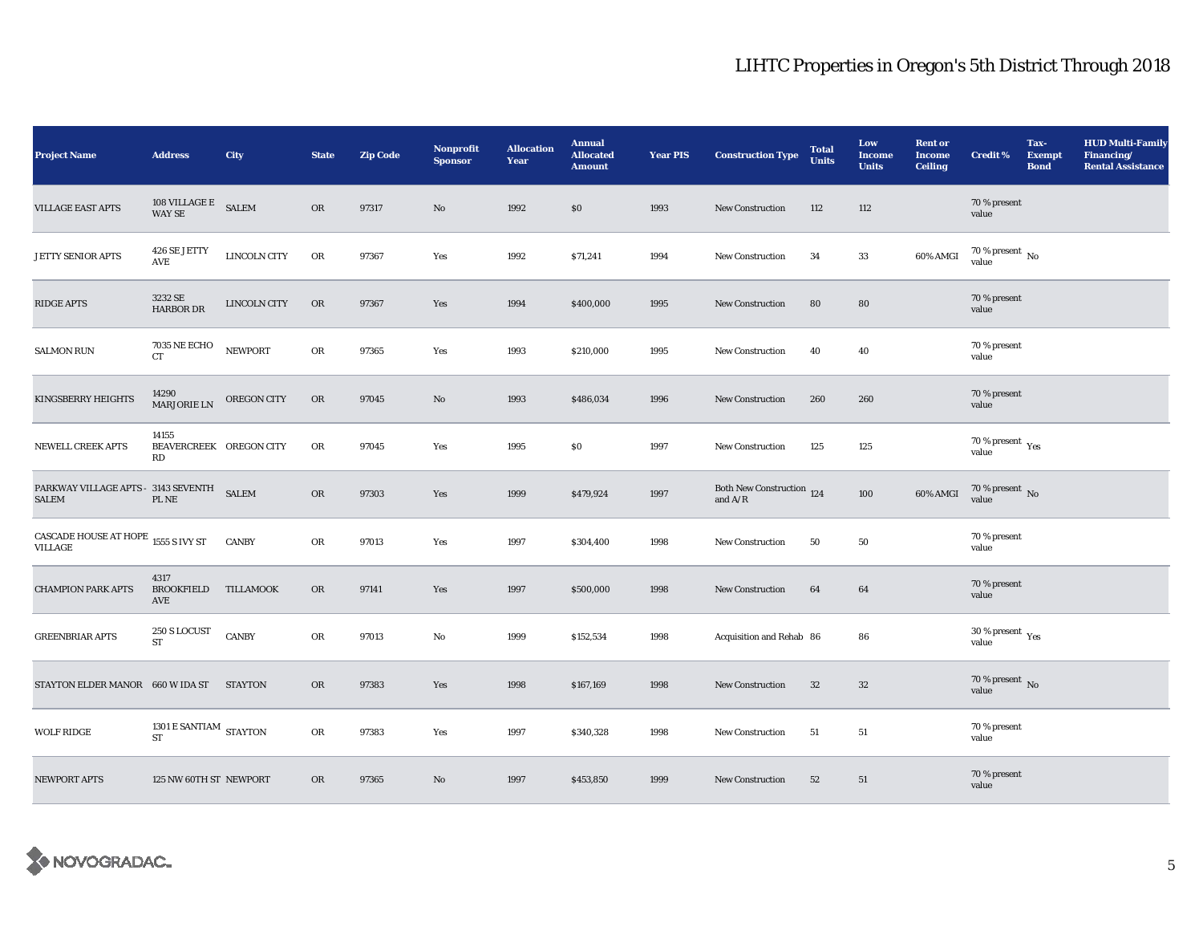# LIHTC Properties in Oregon's 5th District Through 2018

| Project Name | Address | City | State | Zip Code | Nonprofit Sponsor | Allocation Year | Annual Allocated Amount | Year PIS | Construction Type | Total Units | Low Income Units | Rent or Income Ceiling | Credit % | Tax-Exempt Bond | HUD Multi-Family Financing/ Rental Assistance |
|---|---|---|---|---|---|---|---|---|---|---|---|---|---|---|---|
| VILLAGE EAST APTS | 108 VILLAGE E WAY SE | SALEM | OR | 97317 | No | 1992 | $0 | 1993 | New Construction | 112 | 112 | | 70 % present value | | |
| JETTY SENIOR APTS | 426 SE JETTY AVE | LINCOLN CITY | OR | 97367 | Yes | 1992 | $71,241 | 1994 | New Construction | 34 | 33 | 60% AMGI | 70 % present value | No | |
| RIDGE APTS | 3232 SE HARBOR DR | LINCOLN CITY | OR | 97367 | Yes | 1994 | $400,000 | 1995 | New Construction | 80 | 80 | | 70 % present value | | |
| SALMON RUN | 7035 NE ECHO CT | NEWPORT | OR | 97365 | Yes | 1993 | $210,000 | 1995 | New Construction | 40 | 40 | | 70 % present value | | |
| KINGSBERRY HEIGHTS | 14290 MARJORIE LN | OREGON CITY | OR | 97045 | No | 1993 | $486,034 | 1996 | New Construction | 260 | 260 | | 70 % present value | | |
| NEWELL CREEK APTS | 14155 BEAVERCREEK RD | OREGON CITY | OR | 97045 | Yes | 1995 | $0 | 1997 | New Construction | 125 | 125 | | 70 % present value | Yes | |
| PARKWAY VILLAGE APTS - SALEM | 3143 SEVENTH PL NE | SALEM | OR | 97303 | Yes | 1999 | $479,924 | 1997 | Both New Construction and A/R | 124 | 100 | 60% AMGI | 70 % present value | No | |
| CASCADE HOUSE AT HOPE VILLAGE | 1555 S IVY ST | CANBY | OR | 97013 | Yes | 1997 | $304,400 | 1998 | New Construction | 50 | 50 | | 70 % present value | | |
| CHAMPION PARK APTS | 4317 BROOKFIELD AVE | TILLAMOOK | OR | 97141 | Yes | 1997 | $500,000 | 1998 | New Construction | 64 | 64 | | 70 % present value | | |
| GREENBRIAR APTS | 250 S LOCUST ST | CANBY | OR | 97013 | No | 1999 | $152,534 | 1998 | Acquisition and Rehab | 86 | 86 | | 30 % present value | Yes | |
| STAYTON ELDER MANOR | 660 W IDA ST | STAYTON | OR | 97383 | Yes | 1998 | $167,169 | 1998 | New Construction | 32 | 32 | | 70 % present value | No | |
| WOLF RIDGE | 1301 E SANTIAM ST | STAYTON | OR | 97383 | Yes | 1997 | $340,328 | 1998 | New Construction | 51 | 51 | | 70 % present value | | |
| NEWPORT APTS | 125 NW 60TH ST | NEWPORT | OR | 97365 | No | 1997 | $453,850 | 1999 | New Construction | 52 | 51 | | 70 % present value | | |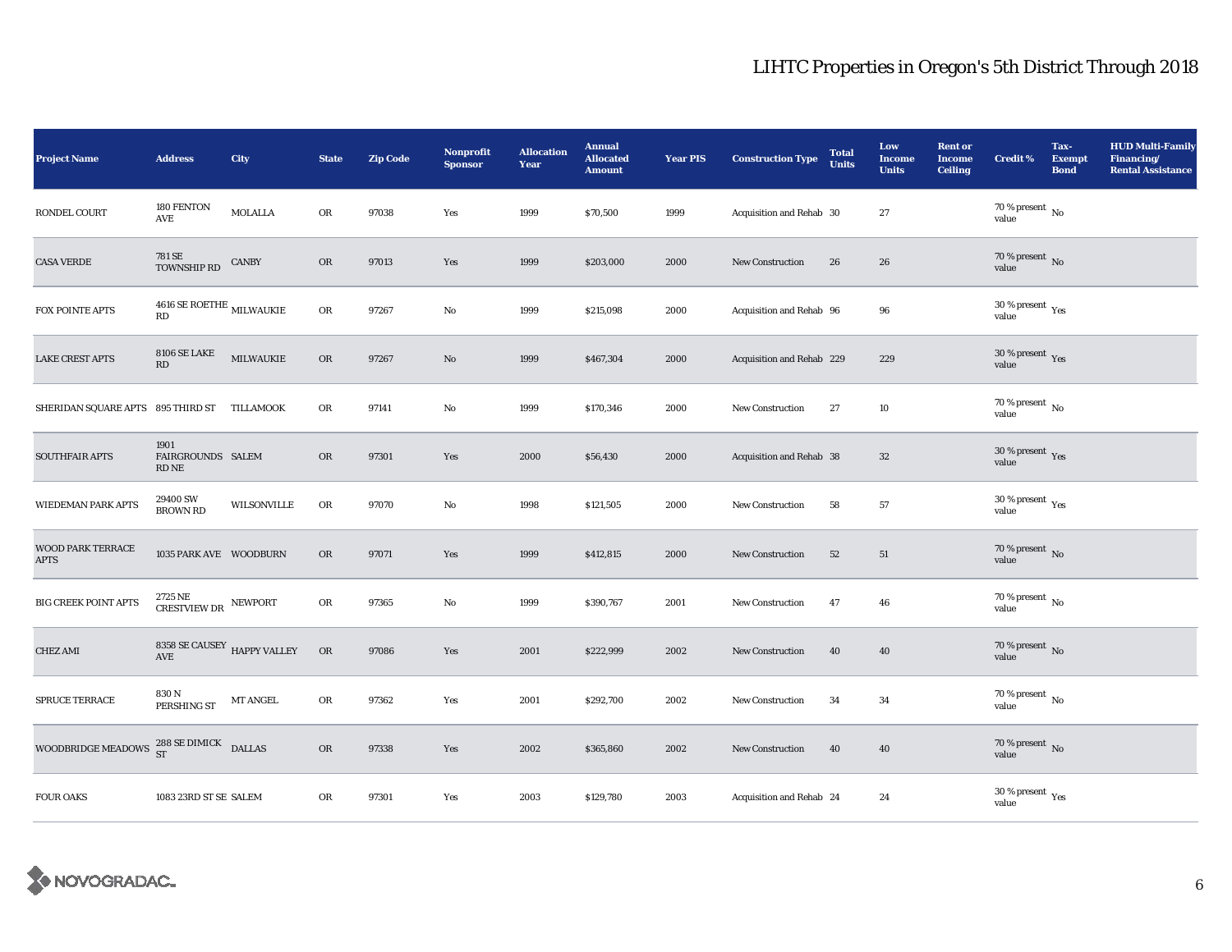# LIHTC Properties in Oregon's 5th District Through 2018

| Project Name | Address | City | State | Zip Code | Nonprofit Sponsor | Allocation Year | Annual Allocated Amount | Year PIS | Construction Type | Total Units | Low Income Units | Rent or Income Ceiling | Credit % | Tax-Exempt Bond | HUD Multi-Family Financing/ Rental Assistance |
|---|---|---|---|---|---|---|---|---|---|---|---|---|---|---|---|
| RONDEL COURT | 180 FENTON AVE | MOLALLA | OR | 97038 | Yes | 1999 | $70,500 | 1999 | Acquisition and Rehab | 30 | 27 | | 70 % present value | No | |
| CASA VERDE | 781 SE TOWNSHIP RD | CANBY | OR | 97013 | Yes | 1999 | $203,000 | 2000 | New Construction | 26 | 26 | | 70 % present value | No | |
| FOX POINTE APTS | 4616 SE ROETHE RD | MILWAUKIE | OR | 97267 | No | 1999 | $215,098 | 2000 | Acquisition and Rehab | 96 | 96 | | 30 % present value | Yes | |
| LAKE CREST APTS | 8106 SE LAKE RD | MILWAUKIE | OR | 97267 | No | 1999 | $467,304 | 2000 | Acquisition and Rehab | 229 | 229 | | 30 % present value | Yes | |
| SHERIDAN SQUARE APTS | 895 THIRD ST | TILLAMOOK | OR | 97141 | No | 1999 | $170,346 | 2000 | New Construction | 27 | 10 | | 70 % present value | No | |
| SOUTHFAIR APTS | 1901 FAIRGROUNDS RD NE | SALEM | OR | 97301 | Yes | 2000 | $56,430 | 2000 | Acquisition and Rehab | 38 | 32 | | 30 % present value | Yes | |
| WIEDEMAN PARK APTS | 29400 SW BROWN RD | WILSONVILLE | OR | 97070 | No | 1998 | $121,505 | 2000 | New Construction | 58 | 57 | | 30 % present value | Yes | |
| WOOD PARK TERRACE APTS | 1035 PARK AVE | WOODBURN | OR | 97071 | Yes | 1999 | $412,815 | 2000 | New Construction | 52 | 51 | | 70 % present value | No | |
| BIG CREEK POINT APTS | 2725 NE CRESTVIEW DR | NEWPORT | OR | 97365 | No | 1999 | $390,767 | 2001 | New Construction | 47 | 46 | | 70 % present value | No | |
| CHEZ AMI | 8358 SE CAUSEY AVE | HAPPY VALLEY | OR | 97086 | Yes | 2001 | $222,999 | 2002 | New Construction | 40 | 40 | | 70 % present value | No | |
| SPRUCE TERRACE | 830 N PERSHING ST | MT ANGEL | OR | 97362 | Yes | 2001 | $292,700 | 2002 | New Construction | 34 | 34 | | 70 % present value | No | |
| WOODBRIDGE MEADOWS | 288 SE DIMICK ST | DALLAS | OR | 97338 | Yes | 2002 | $365,860 | 2002 | New Construction | 40 | 40 | | 70 % present value | No | |
| FOUR OAKS | 1083 23RD ST SE | SALEM | OR | 97301 | Yes | 2003 | $129,780 | 2003 | Acquisition and Rehab | 24 | 24 | | 30 % present value | Yes | |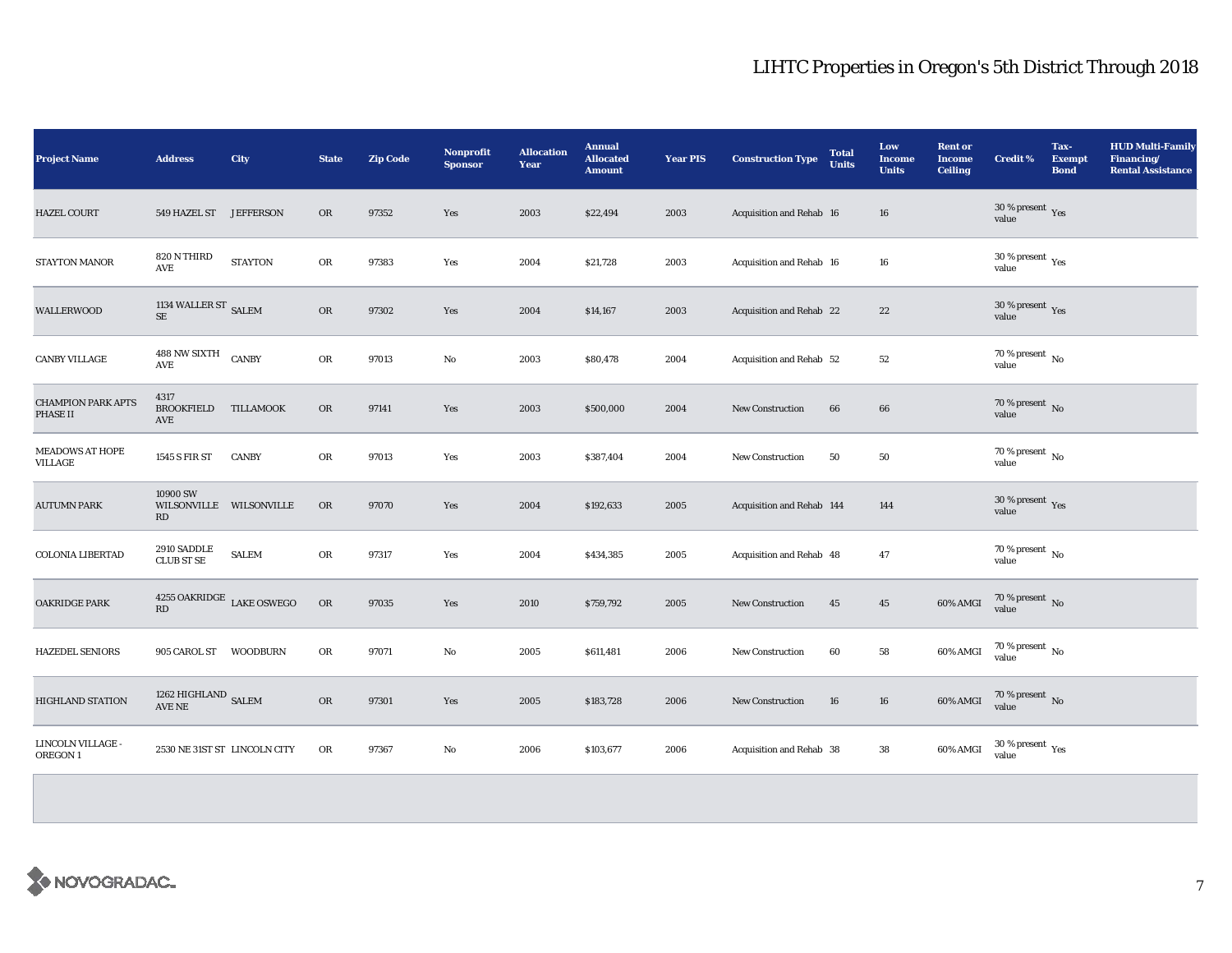# LIHTC Properties in Oregon's 5th District Through 2018

| Project Name | Address | City | State | Zip Code | Nonprofit Sponsor | Allocation Year | Annual Allocated Amount | Year PIS | Construction Type | Total Units | Low Income Units | Rent or Income Ceiling | Credit % | Tax-Exempt Bond | HUD Multi-Family Financing/ Rental Assistance |
|---|---|---|---|---|---|---|---|---|---|---|---|---|---|---|---|
| HAZEL COURT | 549 HAZEL ST | JEFFERSON | OR | 97352 | Yes | 2003 | $22,494 | 2003 | Acquisition and Rehab | 16 | 16 | | 30 % present value | Yes | |
| STAYTON MANOR | 820 N THIRD AVE | STAYTON | OR | 97383 | Yes | 2004 | $21,728 | 2003 | Acquisition and Rehab | 16 | 16 | | 30 % present value | Yes | |
| WALLERWOOD | 1134 WALLER ST SE | SALEM | OR | 97302 | Yes | 2004 | $14,167 | 2003 | Acquisition and Rehab | 22 | 22 | | 30 % present value | Yes | |
| CANBY VILLAGE | 488 NW SIXTH AVE | CANBY | OR | 97013 | No | 2003 | $80,478 | 2004 | Acquisition and Rehab | 52 | 52 | | 70 % present value | No | |
| CHAMPION PARK APTS PHASE II | 4317 BROOKFIELD AVE | TILLAMOOK | OR | 97141 | Yes | 2003 | $500,000 | 2004 | New Construction | 66 | 66 | | 70 % present value | No | |
| MEADOWS AT HOPE VILLAGE | 1545 S FIR ST | CANBY | OR | 97013 | Yes | 2003 | $387,404 | 2004 | New Construction | 50 | 50 | | 70 % present value | No | |
| AUTUMN PARK | 10900 SW WILSONVILLE RD | WILSONVILLE | OR | 97070 | Yes | 2004 | $192,633 | 2005 | Acquisition and Rehab | 144 | 144 | | 30 % present value | Yes | |
| COLONIA LIBERTAD | 2910 SADDLE CLUB ST SE | SALEM | OR | 97317 | Yes | 2004 | $434,385 | 2005 | Acquisition and Rehab | 48 | 47 | | 70 % present value | No | |
| OAKRIDGE PARK | 4255 OAKRIDGE RD | LAKE OSWEGO | OR | 97035 | Yes | 2010 | $759,792 | 2005 | New Construction | 45 | 45 | 60% AMGI | 70 % present value | No | |
| HAZEDEL SENIORS | 905 CAROL ST | WOODBURN | OR | 97071 | No | 2005 | $611,481 | 2006 | New Construction | 60 | 58 | 60% AMGI | 70 % present value | No | |
| HIGHLAND STATION | 1262 HIGHLAND AVE NE | SALEM | OR | 97301 | Yes | 2005 | $183,728 | 2006 | New Construction | 16 | 16 | 60% AMGI | 70 % present value | No | |
| LINCOLN VILLAGE - OREGON 1 | 2530 NE 31ST ST | LINCOLN CITY | OR | 97367 | No | 2006 | $103,677 | 2006 | Acquisition and Rehab | 38 | 38 | 60% AMGI | 30 % present value | Yes | |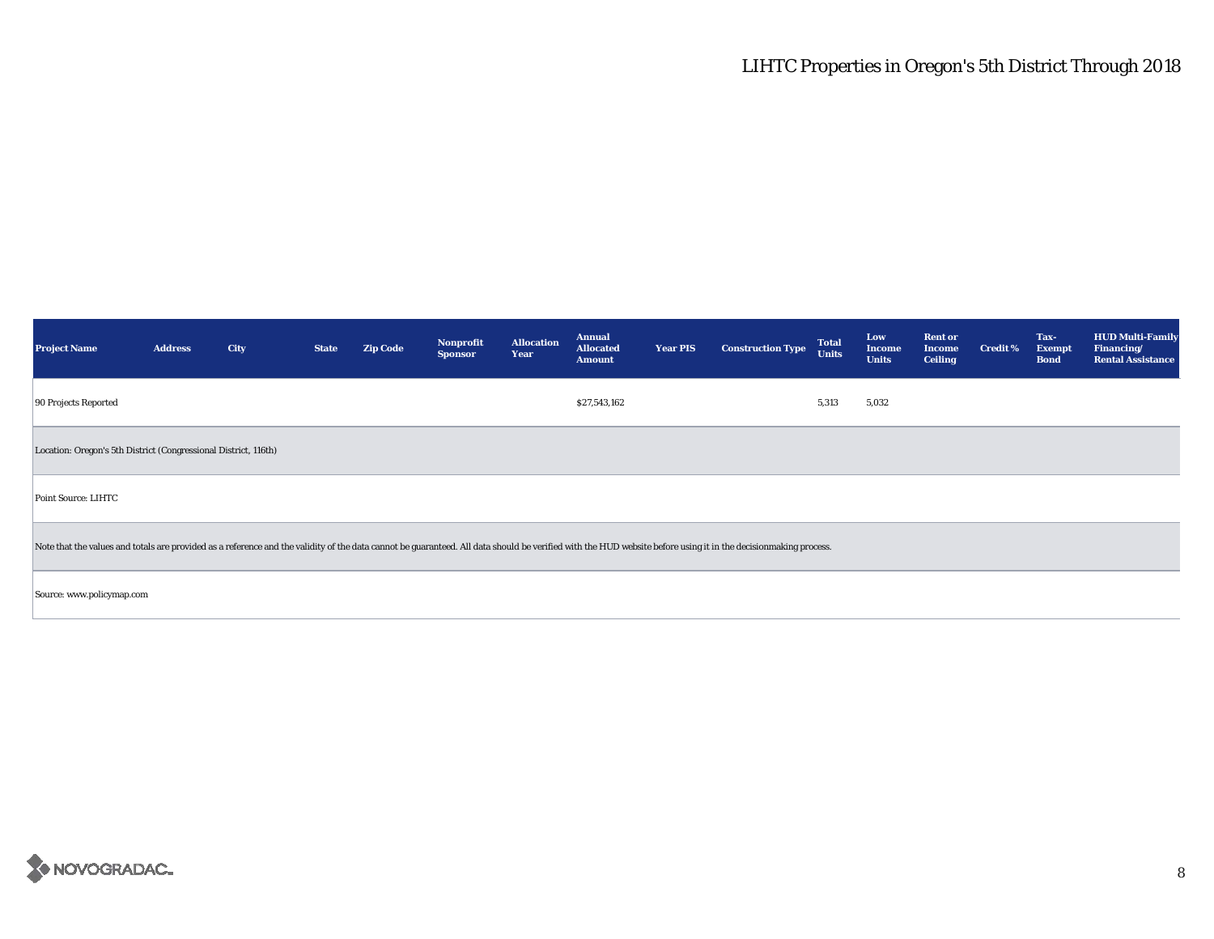# LIHTC Properties in Oregon's 5th District Through 2018

| Project Name | Address | City | State | Zip Code | Nonprofit Sponsor | Allocation Year | Annual Allocated Amount | Year PIS | Construction Type | Total Units | Low Income Units | Rent or Income Ceiling | Credit % | Tax-Exempt Bond | HUD Multi-Family Financing/ Rental Assistance |
|---|---|---|---|---|---|---|---|---|---|---|---|---|---|---|---|
| 90 Projects Reported | | | | | | | $27,543,162 | | | 5,313 | 5,032 | | | | |
| Location: Oregon's 5th District (Congressional District, 116th) | | | | | | | | | | | | | | | |
| Point Source: LIHTC | | | | | | | | | | | | | | | |
| Note that the values and totals are provided as a reference and the validity of the data cannot be guaranteed. All data should be verified with the HUD website before using it in the decisionmaking process. | | | | | | | | | | | | | | | |
| Source: www.policymap.com | | | | | | | | | | | | | | | |